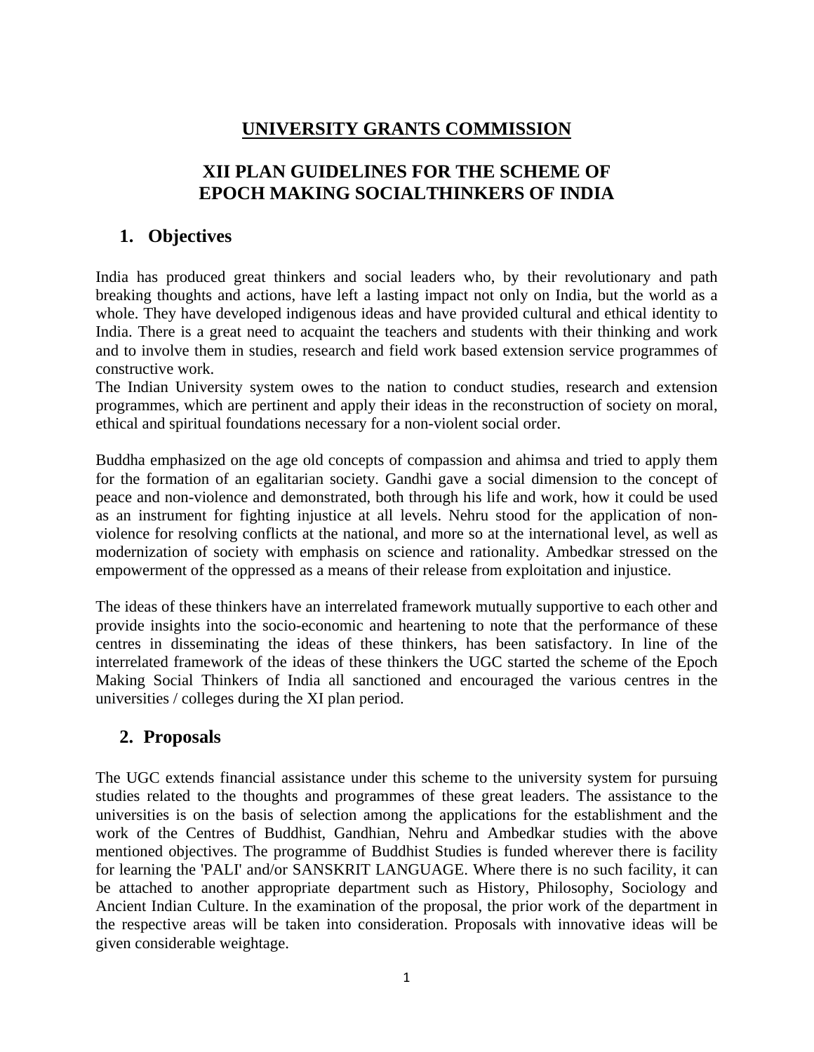# UNIVERSITY GRANTS COMMISSION

## XII PLAN GUIDELINES FOR THE SCHEME OF EPOCH MAKING SOCIALTHINKERS OF INDIA

### 1. Objectives

India has produced great thinkers and social leaders who, by their revolutionary and path breaking thoughts and actions, have left a lasting impact not only on India, but the world as a whole. They have developed indigenous ideas and have provided cultural and ethical identity to India. There is a great need to acquaint the teachers and students with their thinking and work and to involve them in studies, research and field work based extension service programmes of constructive work.

The Indian University system owes to the nation to conduct studies, research and extension programmes, which are pertinent and apply their ideas in the reconstruction of society on moral, ethical and spiritual foundations necessary for a non-violent social order.

Buddha emphasized on the age old concepts of compassion and ahimsa and tried to apply them for the formation of an egalitarian society. Gandhi gave a social dimension to the concept of peace and non-violence and demonstrated, both through his life and work, how it could be used as an instrument for fighting injustice at all levels. Nehru stood for the application of non-violence for resolving conflicts at the national, and more so at the international level, as well as modernization of society with emphasis on science and rationality. Ambedkar stressed on the empowerment of the oppressed as a means of their release from exploitation and injustice.

The ideas of these thinkers have an interrelated framework mutually supportive to each other and provide insights into the socio-economic and heartening to note that the performance of these centres in disseminating the ideas of these thinkers, has been satisfactory. In line of the interrelated framework of the ideas of these thinkers the UGC started the scheme of the Epoch Making Social Thinkers of India all sanctioned and encouraged the various centres in the universities / colleges during the XI plan period.

### 2. Proposals

The UGC extends financial assistance under this scheme to the university system for pursuing studies related to the thoughts and programmes of these great leaders. The assistance to the universities is on the basis of selection among the applications for the establishment and the work of the Centres of Buddhist, Gandhian, Nehru and Ambedkar studies with the above mentioned objectives. The programme of Buddhist Studies is funded wherever there is facility for learning the 'PALI' and/or SANSKRIT LANGUAGE. Where there is no such facility, it can be attached to another appropriate department such as History, Philosophy, Sociology and Ancient Indian Culture. In the examination of the proposal, the prior work of the department in the respective areas will be taken into consideration. Proposals with innovative ideas will be given considerable weightage.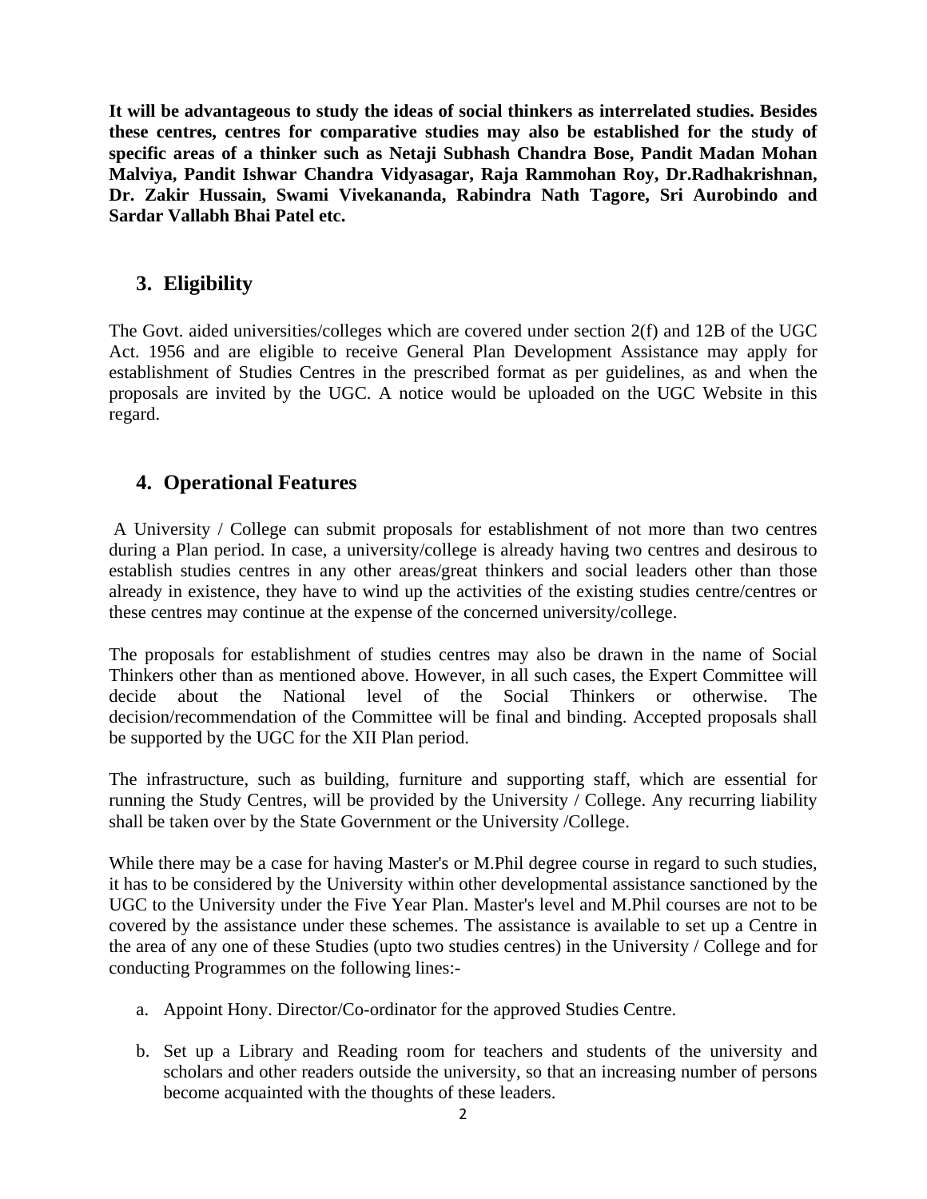**It will be advantageous to study the ideas of social thinkers as interrelated studies. Besides these centres, centres for comparative studies may also be established for the study of specific areas of a thinker such as Netaji Subhash Chandra Bose, Pandit Madan Mohan Malviya, Pandit Ishwar Chandra Vidyasagar, Raja Rammohan Roy, Dr.Radhakrishnan, Dr. Zakir Hussain, Swami Vivekananda, Rabindra Nath Tagore, Sri Aurobindo and Sardar Vallabh Bhai Patel etc.**

## 3. Eligibility

The Govt. aided universities/colleges which are covered under section 2(f) and 12B of the UGC Act. 1956 and are eligible to receive General Plan Development Assistance may apply for establishment of Studies Centres in the prescribed format as per guidelines, as and when the proposals are invited by the UGC. A notice would be uploaded on the UGC Website in this regard.

## 4. Operational Features

A University / College can submit proposals for establishment of not more than two centres during a Plan period. In case, a university/college is already having two centres and desirous to establish studies centres in any other areas/great thinkers and social leaders other than those already in existence, they have to wind up the activities of the existing studies centre/centres or these centres may continue at the expense of the concerned university/college.

The proposals for establishment of studies centres may also be drawn in the name of Social Thinkers other than as mentioned above. However, in all such cases, the Expert Committee will decide about the National level of the Social Thinkers or otherwise. The decision/recommendation of the Committee will be final and binding. Accepted proposals shall be supported by the UGC for the XII Plan period.

The infrastructure, such as building, furniture and supporting staff, which are essential for running the Study Centres, will be provided by the University / College. Any recurring liability shall be taken over by the State Government or the University /College.

While there may be a case for having Master's or M.Phil degree course in regard to such studies, it has to be considered by the University within other developmental assistance sanctioned by the UGC to the University under the Five Year Plan. Master's level and M.Phil courses are not to be covered by the assistance under these schemes. The assistance is available to set up a Centre in the area of any one of these Studies (upto two studies centres) in the University / College and for conducting Programmes on the following lines:-

a. Appoint Hony. Director/Co-ordinator for the approved Studies Centre.

b. Set up a Library and Reading room for teachers and students of the university and scholars and other readers outside the university, so that an increasing number of persons become acquainted with the thoughts of these leaders.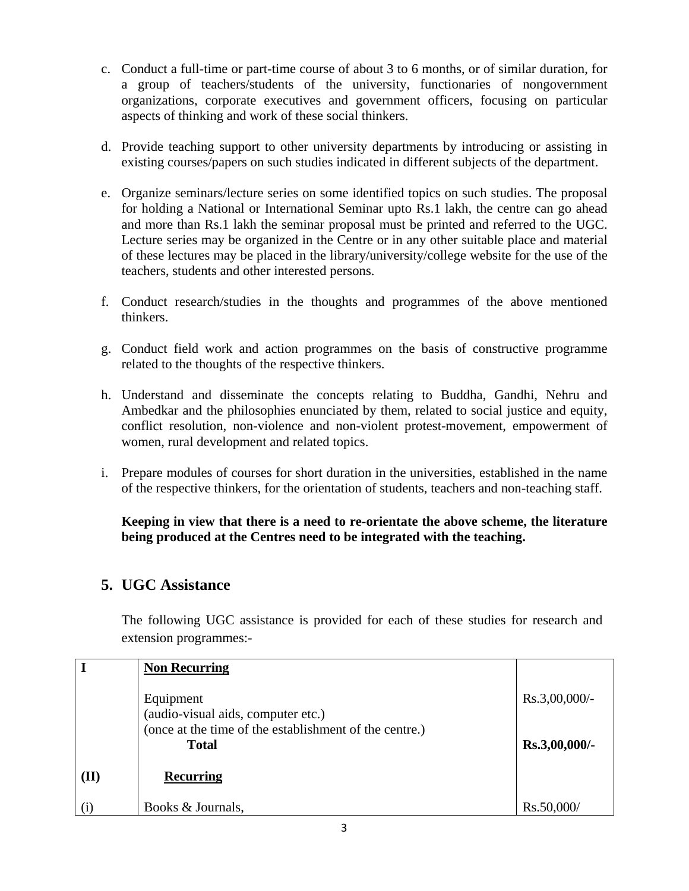c. Conduct a full-time or part-time course of about 3 to 6 months, or of similar duration, for a group of teachers/students of the university, functionaries of nongovernment organizations, corporate executives and government officers, focusing on particular aspects of thinking and work of these social thinkers.

d. Provide teaching support to other university departments by introducing or assisting in existing courses/papers on such studies indicated in different subjects of the department.

e. Organize seminars/lecture series on some identified topics on such studies. The proposal for holding a National or International Seminar upto Rs.1 lakh, the centre can go ahead and more than Rs.1 lakh the seminar proposal must be printed and referred to the UGC. Lecture series may be organized in the Centre or in any other suitable place and material of these lectures may be placed in the library/university/college website for the use of the teachers, students and other interested persons.

f. Conduct research/studies in the thoughts and programmes of the above mentioned thinkers.

g. Conduct field work and action programmes on the basis of constructive programme related to the thoughts of the respective thinkers.

h. Understand and disseminate the concepts relating to Buddha, Gandhi, Nehru and Ambedkar and the philosophies enunciated by them, related to social justice and equity, conflict resolution, non-violence and non-violent protest-movement, empowerment of women, rural development and related topics.

i. Prepare modules of courses for short duration in the universities, established in the name of the respective thinkers, for the orientation of students, teachers and non-teaching staff.

**Keeping in view that there is a need to re-orientate the above scheme, the literature being produced at the Centres need to be integrated with the teaching.**

## 5. UGC Assistance

The following UGC assistance is provided for each of these studies for research and extension programmes:-

| **I** | **Non Recurring** | |
|---|---|---|
| | Equipment<br>(audio-visual aids, computer etc.)<br>(once at the time of the establishment of the centre.) | Rs.3,00,000/- |
| | **Total** | **Rs.3,00,000/-** |
| **(II)** | **Recurring** | |
| (i) | Books & Journals, | Rs.50,000/ |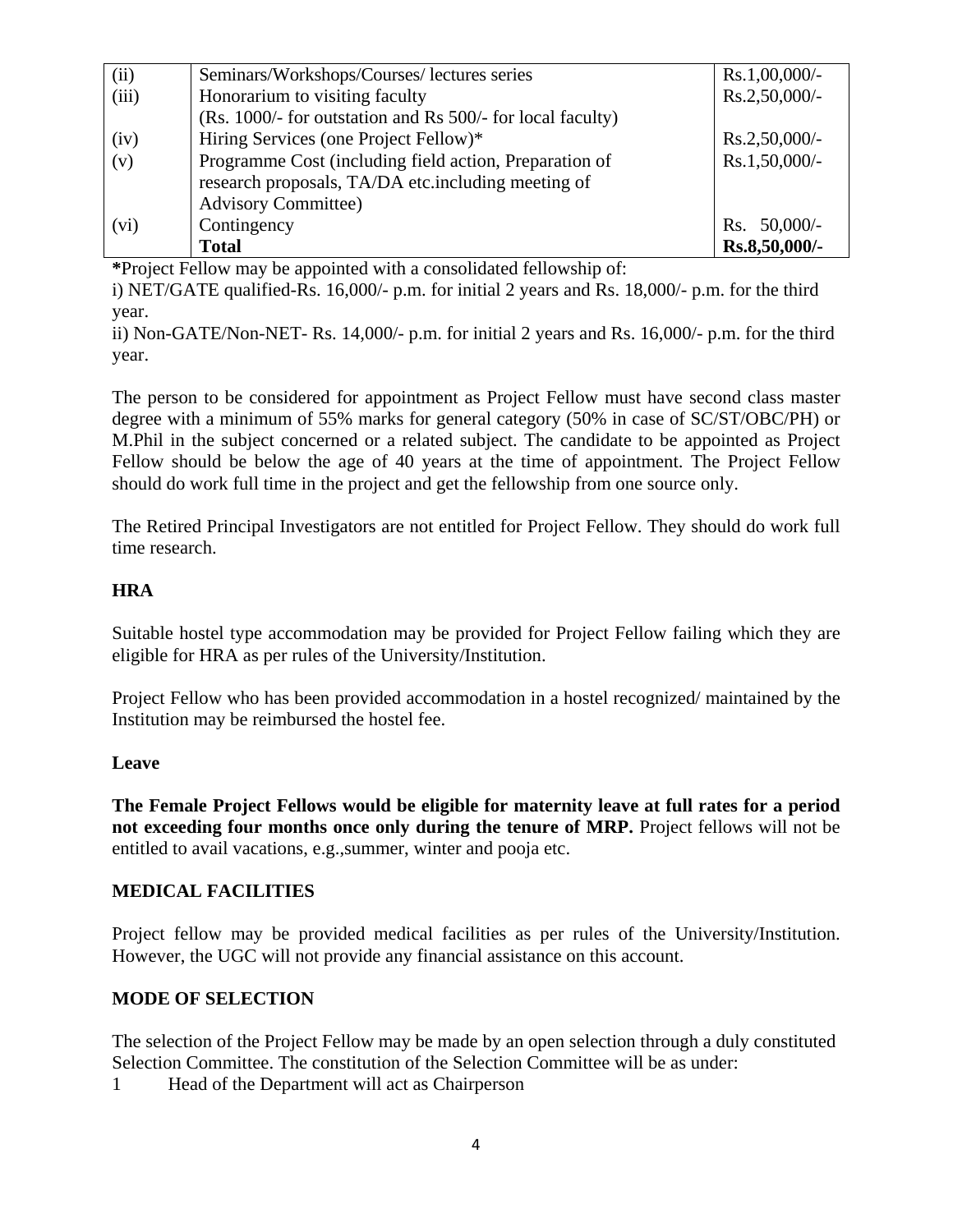| (ii) | Seminars/Workshops/Courses/ lectures series | Rs.1,00,000/- |
|---|---|---|
| (iii) | Honorarium to visiting faculty<br>(Rs. 1000/- for outstation and Rs 500/- for local faculty) | Rs.2,50,000/- |
| (iv) | Hiring Services (one Project Fellow)* | Rs.2,50,000/- |
| (v) | Programme Cost (including field action, Preparation of research proposals, TA/DA etc.including meeting of Advisory Committee) | Rs.1,50,000/- |
| (vi) | Contingency | Rs. 50,000/- |
| | **Total** | **Rs.8,50,000/-** |

**\***Project Fellow may be appointed with a consolidated fellowship of:

i) NET/GATE qualified-Rs. 16,000/- p.m. for initial 2 years and Rs. 18,000/- p.m. for the third year.

ii) Non-GATE/Non-NET- Rs. 14,000/- p.m. for initial 2 years and Rs. 16,000/- p.m. for the third year.

The person to be considered for appointment as Project Fellow must have second class master degree with a minimum of 55% marks for general category (50% in case of SC/ST/OBC/PH) or M.Phil in the subject concerned or a related subject. The candidate to be appointed as Project Fellow should be below the age of 40 years at the time of appointment. The Project Fellow should do work full time in the project and get the fellowship from one source only.

The Retired Principal Investigators are not entitled for Project Fellow. They should do work full time research.

**HRA**

Suitable hostel type accommodation may be provided for Project Fellow failing which they are eligible for HRA as per rules of the University/Institution.

Project Fellow who has been provided accommodation in a hostel recognized/ maintained by the Institution may be reimbursed the hostel fee.

**Leave**

**The Female Project Fellows would be eligible for maternity leave at full rates for a period not exceeding four months once only during the tenure of MRP.** Project fellows will not be entitled to avail vacations, e.g.,summer, winter and pooja etc.

**MEDICAL FACILITIES**

Project fellow may be provided medical facilities as per rules of the University/Institution. However, the UGC will not provide any financial assistance on this account.

**MODE OF SELECTION**

The selection of the Project Fellow may be made by an open selection through a duly constituted Selection Committee. The constitution of the Selection Committee will be as under:

1 Head of the Department will act as Chairperson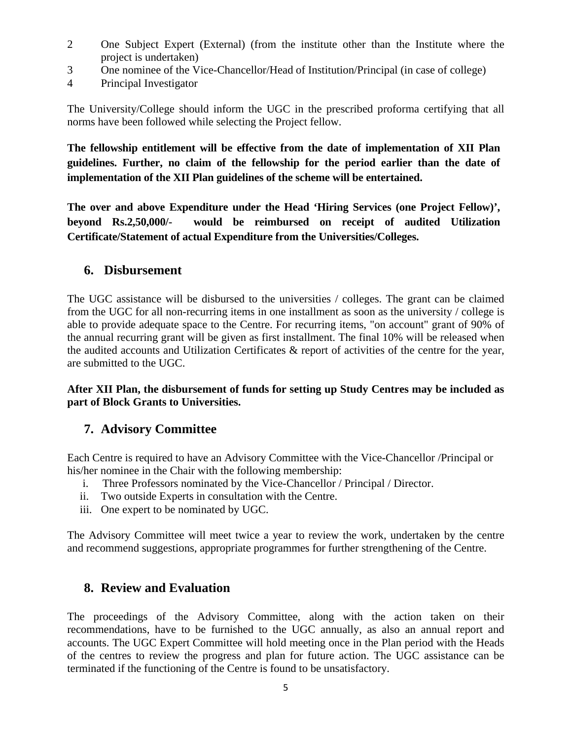2. One Subject Expert (External) (from the institute other than the Institute where the project is undertaken)
3. One nominee of the Vice-Chancellor/Head of Institution/Principal (in case of college)
4. Principal Investigator

The University/College should inform the UGC in the prescribed proforma certifying that all norms have been followed while selecting the Project fellow.

**The fellowship entitlement will be effective from the date of implementation of XII Plan guidelines. Further, no claim of the fellowship for the period earlier than the date of implementation of the XII Plan guidelines of the scheme will be entertained.**

**The over and above Expenditure under the Head 'Hiring Services (one Project Fellow)', beyond Rs.2,50,000/- would be reimbursed on receipt of audited Utilization Certificate/Statement of actual Expenditure from the Universities/Colleges.**

## 6. Disbursement

The UGC assistance will be disbursed to the universities / colleges. The grant can be claimed from the UGC for all non-recurring items in one installment as soon as the university / college is able to provide adequate space to the Centre. For recurring items, "on account" grant of 90% of the annual recurring grant will be given as first installment. The final 10% will be released when the audited accounts and Utilization Certificates & report of activities of the centre for the year, are submitted to the UGC.

**After XII Plan, the disbursement of funds for setting up Study Centres may be included as part of Block Grants to Universities.**

## 7. Advisory Committee

Each Centre is required to have an Advisory Committee with the Vice-Chancellor /Principal or his/her nominee in the Chair with the following membership:

i. Three Professors nominated by the Vice-Chancellor / Principal / Director.
ii. Two outside Experts in consultation with the Centre.
iii. One expert to be nominated by UGC.

The Advisory Committee will meet twice a year to review the work, undertaken by the centre and recommend suggestions, appropriate programmes for further strengthening of the Centre.

## 8. Review and Evaluation

The proceedings of the Advisory Committee, along with the action taken on their recommendations, have to be furnished to the UGC annually, as also an annual report and accounts. The UGC Expert Committee will hold meeting once in the Plan period with the Heads of the centres to review the progress and plan for future action. The UGC assistance can be terminated if the functioning of the Centre is found to be unsatisfactory.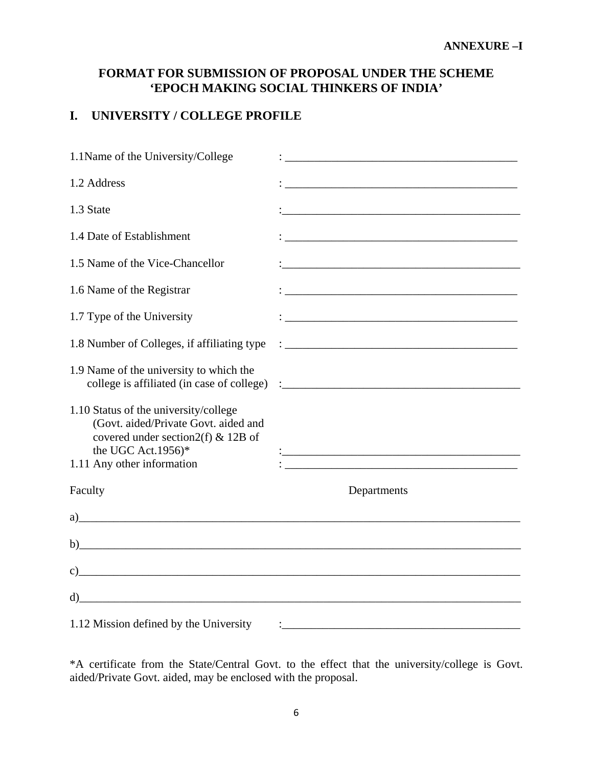**ANNEXURE –I**

## FORMAT FOR SUBMISSION OF PROPOSAL UNDER THE SCHEME 'EPOCH MAKING SOCIAL THINKERS OF INDIA'

### I. UNIVERSITY / COLLEGE PROFILE

1.1Name of the University/College : ________________________________________

1.2 Address : ________________________________________

1.3 State :________________________________________

1.4 Date of Establishment : ________________________________________

1.5 Name of the Vice-Chancellor :________________________________________

1.6 Name of the Registrar : ________________________________________

1.7 Type of the University : ________________________________________

1.8 Number of Colleges, if affiliating type : ________________________________________

1.9 Name of the university to which the college is affiliated (in case of college) :________________________________________

1.10 Status of the university/college (Govt. aided/Private Govt. aided and covered under section2(f) & 12B of the UGC Act.1956)* :________________________________________

1.11 Any other information : ________________________________________

Faculty Departments

a)____________________________________________________________________________

b)____________________________________________________________________________

c)____________________________________________________________________________

d)____________________________________________________________________________

1.12 Mission defined by the University :________________________________________

*A certificate from the State/Central Govt. to the effect that the university/college is Govt. aided/Private Govt. aided, may be enclosed with the proposal.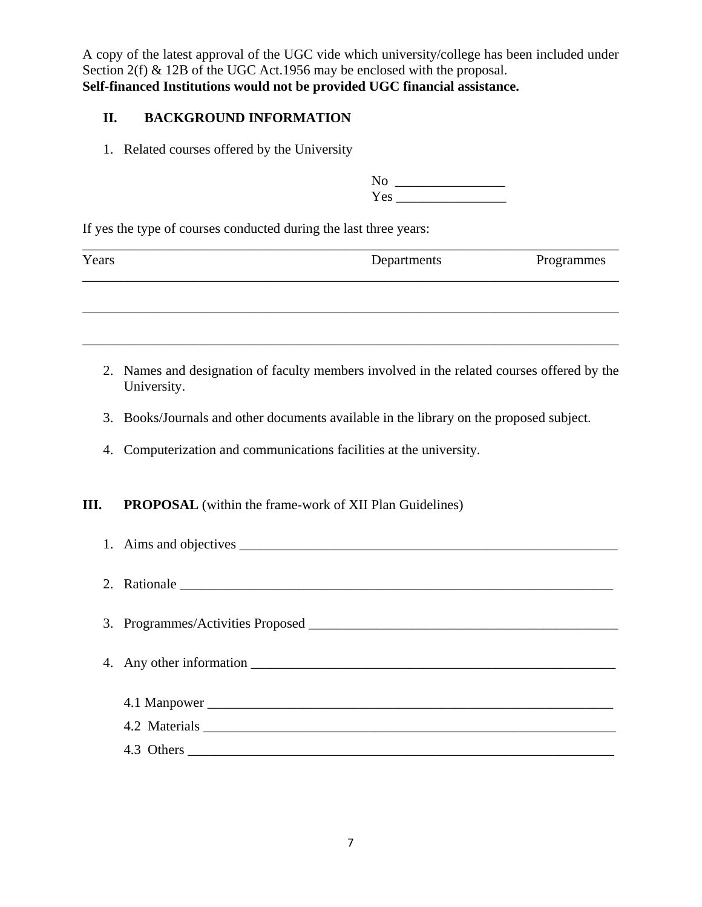A copy of the latest approval of the UGC vide which university/college has been included under Section 2(f) & 12B of the UGC Act.1956 may be enclosed with the proposal.
**Self-financed Institutions would not be provided UGC financial assistance.**

## II. BACKGROUND INFORMATION

1. Related courses offered by the University

No ________________
Yes ________________

If yes the type of courses conducted during the last three years:

| Years | Departments | Programmes |
|---|---|---|
| | | |
| | | |

2. Names and designation of faculty members involved in the related courses offered by the University.

3. Books/Journals and other documents available in the library on the proposed subject.

4. Computerization and communications facilities at the university.

## III. PROPOSAL (within the frame-work of XII Plan Guidelines)

1. Aims and objectives ____________________________________________________________

2. Rationale ____________________________________________________________________

3. Programmes/Activities Proposed _______________________________________________

4. Any other information _________________________________________________________

   4.1 Manpower _____________________________________________________________

   4.2 Materials _____________________________________________________________

   4.3 Others _______________________________________________________________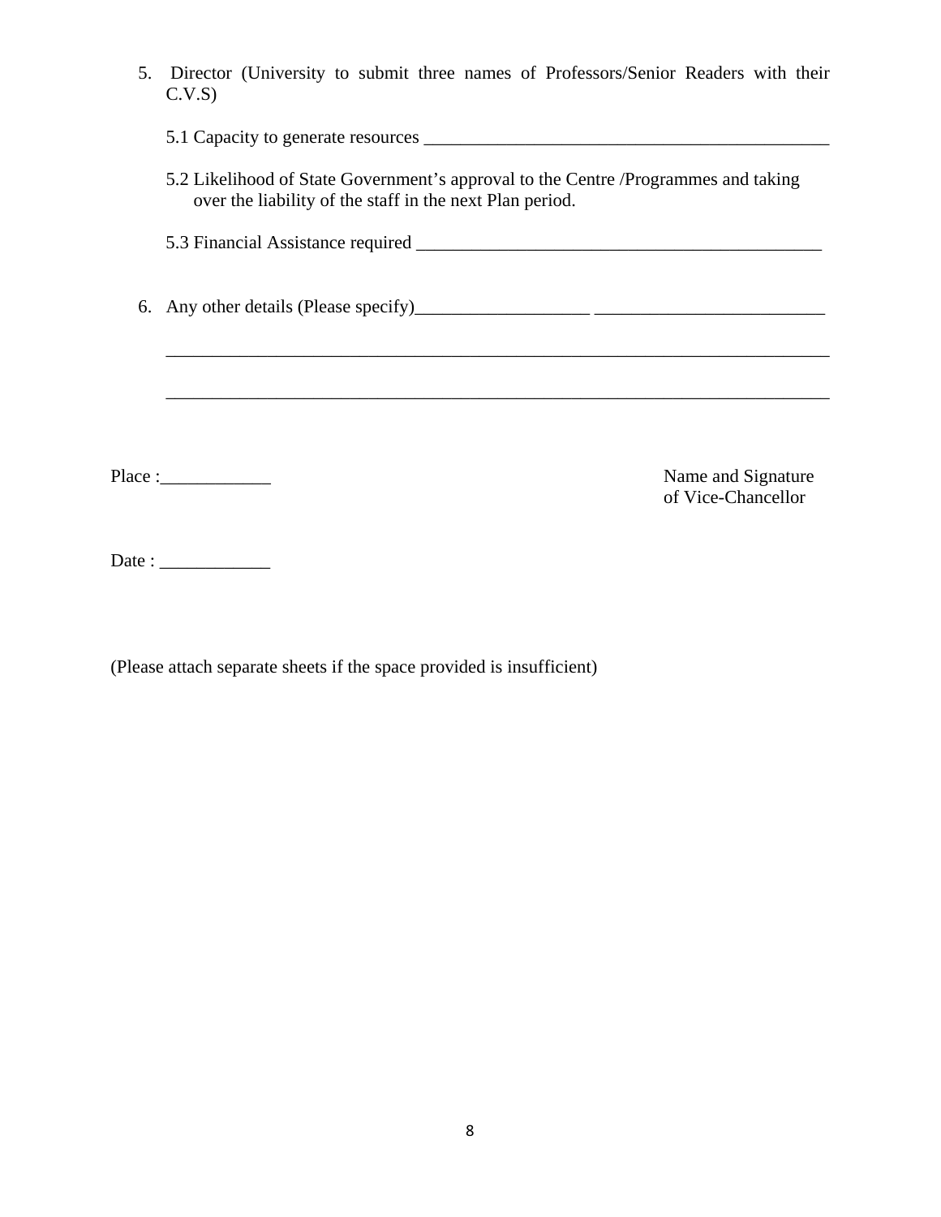5. Director (University to submit three names of Professors/Senior Readers with their C.V.S)

   5.1 Capacity to generate resources _____________________________________________

   5.2 Likelihood of State Government's approval to the Centre /Programmes and taking over the liability of the staff in the next Plan period.

   5.3 Financial Assistance required _____________________________________________

6. Any other details (Please specify)___________________ _________________________

   ___________________________________________________________________________

   ___________________________________________________________________________

Place :____________

Name and Signature
of Vice-Chancellor

Date : ____________

(Please attach separate sheets if the space provided is insufficient)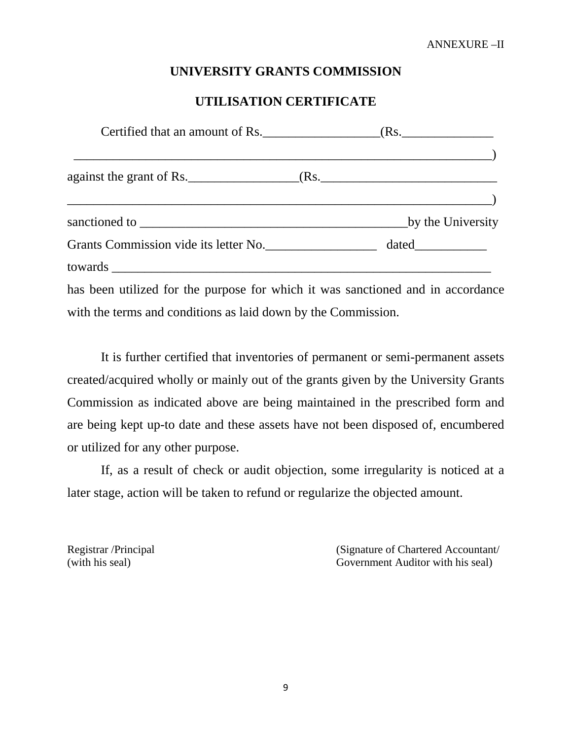ANNEXURE –II

## UNIVERSITY GRANTS COMMISSION

## UTILISATION CERTIFICATE

Certified that an amount of Rs.__________________(Rs.______________ ____________________________________________________________________) against the grant of Rs._________________(Rs.___________________________ ____________________________________________________________________) sanctioned to __________________________________________by the University Grants Commission vide its letter No._________________ dated___________ towards ____________________________________________________________ has been utilized for the purpose for which it was sanctioned and in accordance with the terms and conditions as laid down by the Commission.

It is further certified that inventories of permanent or semi-permanent assets created/acquired wholly or mainly out of the grants given by the University Grants Commission as indicated above are being maintained in the prescribed form and are being kept up-to date and these assets have not been disposed of, encumbered or utilized for any other purpose.

If, as a result of check or audit objection, some irregularity is noticed at a later stage, action will be taken to refund or regularize the objected amount.

Registrar /Principal
(with his seal)

(Signature of Chartered Accountant/
Government Auditor with his seal)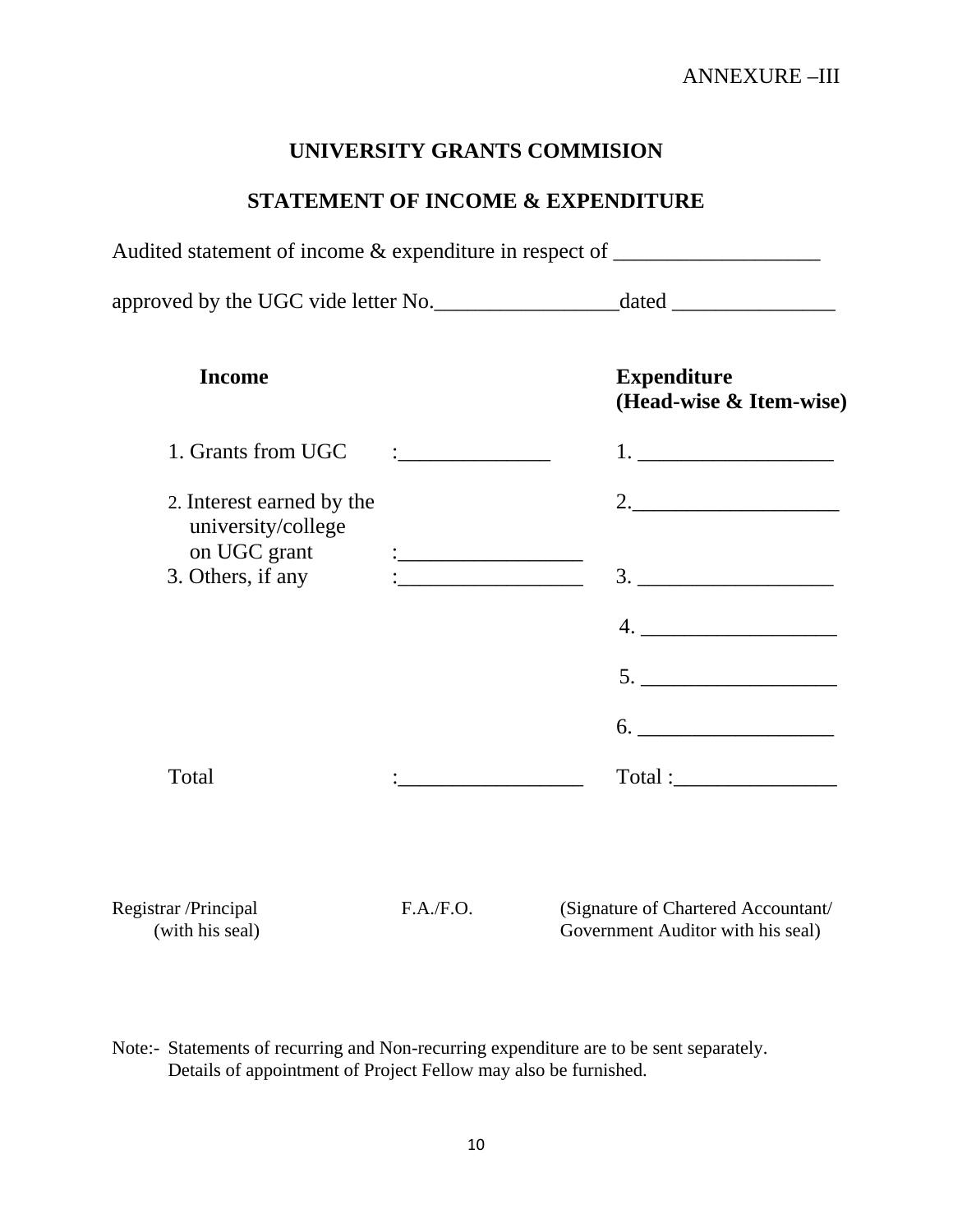ANNEXURE –III

## UNIVERSITY GRANTS COMMISION

## STATEMENT OF INCOME & EXPENDITURE

Audited statement of income & expenditure in respect of ___________________

approved by the UGC vide letter No._________________dated _______________

| Income | | Expenditure (Head-wise & Item-wise) |
|---|---|---|
| 1. Grants from UGC | :______________ | 1. __________________ |
| 2. Interest earned by the university/college on UGC grant | :_________________ | 2.___________________ |
| 3. Others, if any | :_________________ | 3. __________________ |
| | | 4. __________________ |
| | | 5. __________________ |
| | | 6. __________________ |
| Total | :_________________ | Total :_______________ |

Registrar /Principal (with his seal)

F.A./F.O.

(Signature of Chartered Accountant/ Government Auditor with his seal)

Note:- Statements of recurring and Non-recurring expenditure are to be sent separately. Details of appointment of Project Fellow may also be furnished.